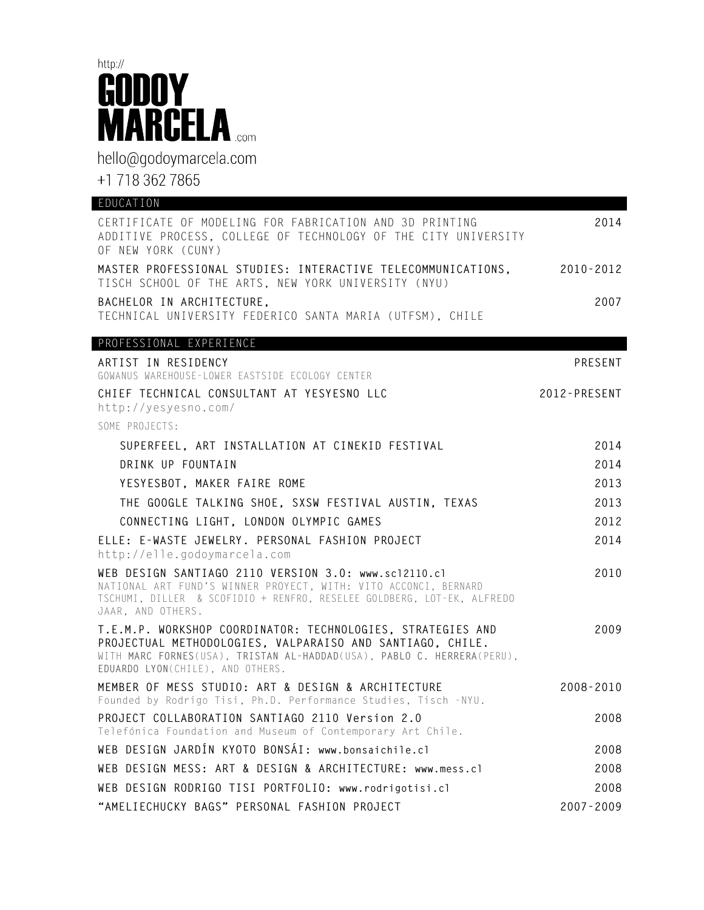http://
# GODOY MARCELA .com

hello@godoymarcela.com

+1 718 362 7865

## EDUCATION

CERTIFICATE OF MODELING FOR FABRICATION AND 3D PRINTING ADDITIVE PROCESS, COLLEGE OF TECHNOLOGY OF THE CITY UNIVERSITY OF NEW YORK (CUNY) — 2014

**MASTER PROFESSIONAL STUDIES: INTERACTIVE TELECOMMUNICATIONS,** — 2010-2012
TISCH SCHOOL OF THE ARTS, NEW YORK UNIVERSITY (NYU)

**BACHELOR IN ARCHITECTURE,** — 2007
TECHNICAL UNIVERSITY FEDERICO SANTA MARIA (UTFSM), CHILE

## PROFESSIONAL EXPERIENCE

**ARTIST IN RESIDENCY** — PRESENT
GOWANUS WAREHOUSE-LOWER EASTSIDE ECOLOGY CENTER

**CHIEF TECHNICAL CONSULTANT AT YESYESNO LLC** — 2012-PRESENT
http://yesyesno.com/

SOME PROJECTS:

- **SUPERFEEL, ART INSTALLATION AT CINEKID FESTIVAL** — 2014
- **DRINK UP FOUNTAIN** — 2014
- **YESYESBOT, MAKER FAIRE ROME** — 2013
- **THE GOOGLE TALKING SHOE, SXSW FESTIVAL AUSTIN, TEXAS** — 2013
- **CONNECTING LIGHT, LONDON OLYMPIC GAMES** — 2012

**ELLE: E-WASTE JEWELRY. PERSONAL FASHION PROJECT** — 2014
http://elle.godoymarcela.com

**WEB DESIGN SANTIAGO 2110 VERSION 3.0: www.scl2110.cl** — 2010
NATIONAL ART FUND'S WINNER PROYECT, WITH: VITO ACCONCI, BERNARD TSCHUMI, DILLER & SCOFIDIO + RENFRO, RESELEE GOLDBERG, LOT-EK, ALFREDO JAAR, AND OTHERS.

**T.E.M.P. WORKSHOP COORDINATOR: TECHNOLOGIES, STRATEGIES AND PROJECTUAL METHODOLOGIES, VALPARAISO AND SANTIAGO, CHILE.** — 2009
WITH **MARC FORNES**(USA), **TRISTAN AL-HADDAD**(USA), **PABLO C. HERRERA**(PERU), **EDUARDO LYON**(CHILE), AND OTHERS.

**MEMBER OF MESS STUDIO: ART & DESIGN & ARCHITECTURE** — 2008-2010
Founded by Rodrigo Tisi, Ph.D. Performance Studies, Tisch -NYU.

**PROJECT COLLABORATION SANTIAGO 2110 Version 2.0** — 2008
Telefónica Foundation and Museum of Contemporary Art Chile.

**WEB DESIGN JARDÍN KYOTO BONSÁI: www.bonsaichile.cl** — 2008

**WEB DESIGN MESS: ART & DESIGN & ARCHITECTURE: www.mess.cl** — 2008

**WEB DESIGN RODRIGO TISI PORTFOLIO: www.rodrigotisi.cl** — 2008

**"AMELIECHUCKY BAGS" PERSONAL FASHION PROJECT** — 2007-2009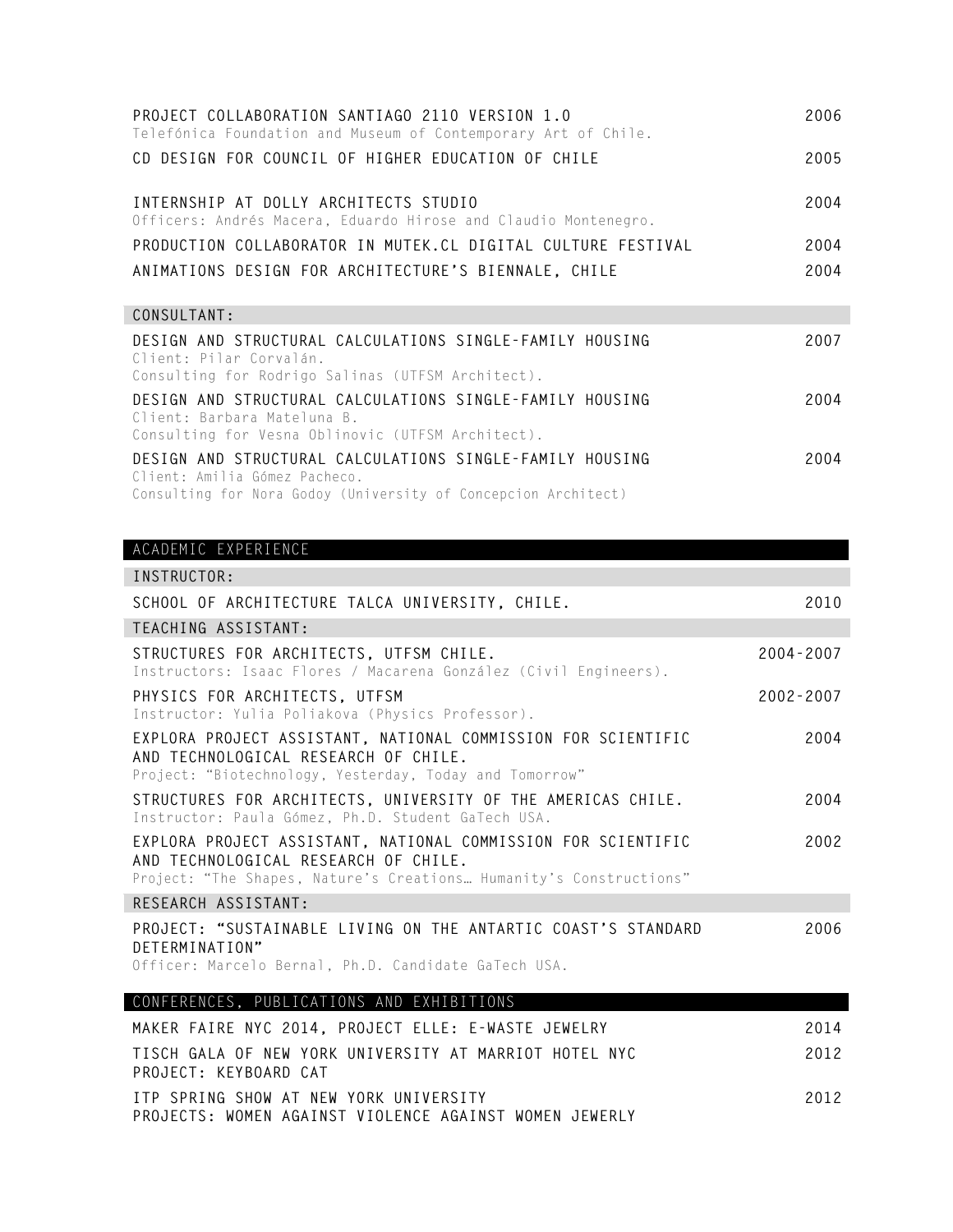**PROJECT COLLABORATION SANTIAGO 2110 VERSION 1.0** — 2006
Telefónica Foundation and Museum of Contemporary Art of Chile.

**CD DESIGN FOR COUNCIL OF HIGHER EDUCATION OF CHILE** — 2005

**INTERNSHIP AT DOLLY ARCHITECTS STUDIO** — 2004
Officers: Andrés Macera, Eduardo Hirose and Claudio Montenegro.

**PRODUCTION COLLABORATOR IN MUTEK.CL DIGITAL CULTURE FESTIVAL** — 2004

**ANIMATIONS DESIGN FOR ARCHITECTURE'S BIENNALE, CHILE** — 2004

### CONSULTANT:

**DESIGN AND STRUCTURAL CALCULATIONS SINGLE-FAMILY HOUSING** — 2007
Client: Pilar Corvalán.
Consulting for Rodrigo Salinas (UTFSM Architect).

**DESIGN AND STRUCTURAL CALCULATIONS SINGLE-FAMILY HOUSING** — 2004
Client: Barbara Mateluna B.
Consulting for Vesna Oblinovic (UTFSM Architect).

**DESIGN AND STRUCTURAL CALCULATIONS SINGLE-FAMILY HOUSING** — 2004
Client: Amilia Gómez Pacheco.
Consulting for Nora Godoy (University of Concepcion Architect)

## ACADEMIC EXPERIENCE

### INSTRUCTOR:

**SCHOOL OF ARCHITECTURE TALCA UNIVERSITY, CHILE.** — 2010

### TEACHING ASSISTANT:

**STRUCTURES FOR ARCHITECTS, UTFSM CHILE.** — 2004-2007
Instructors: Isaac Flores / Macarena González (Civil Engineers).

**PHYSICS FOR ARCHITECTS, UTFSM** — 2002-2007
Instructor: Yulia Poliakova (Physics Professor).

**EXPLORA PROJECT ASSISTANT, NATIONAL COMMISSION FOR SCIENTIFIC AND TECHNOLOGICAL RESEARCH OF CHILE.** — 2004
Project: "Biotechnology, Yesterday, Today and Tomorrow"

**STRUCTURES FOR ARCHITECTS, UNIVERSITY OF THE AMERICAS CHILE.** — 2004
Instructor: Paula Gómez, Ph.D. Student GaTech USA.

**EXPLORA PROJECT ASSISTANT, NATIONAL COMMISSION FOR SCIENTIFIC AND TECHNOLOGICAL RESEARCH OF CHILE.** — 2002
Project: "The Shapes, Nature's Creations… Humanity's Constructions"

### RESEARCH ASSISTANT:

**PROJECT: "SUSTAINABLE LIVING ON THE ANTARTIC COAST'S STANDARD DETERMINATION"** — 2006
Officer: Marcelo Bernal, Ph.D. Candidate GaTech USA.

## CONFERENCES, PUBLICATIONS AND EXHIBITIONS

**MAKER FAIRE NYC 2014, PROJECT ELLE: E-WASTE JEWELRY** — 2014

**TISCH GALA OF NEW YORK UNIVERSITY AT MARRIOT HOTEL NYC** — 2012
**PROJECT: KEYBOARD CAT**

**ITP SPRING SHOW AT NEW YORK UNIVERSITY** — 2012
**PROJECTS: WOMEN AGAINST VIOLENCE AGAINST WOMEN JEWERLY**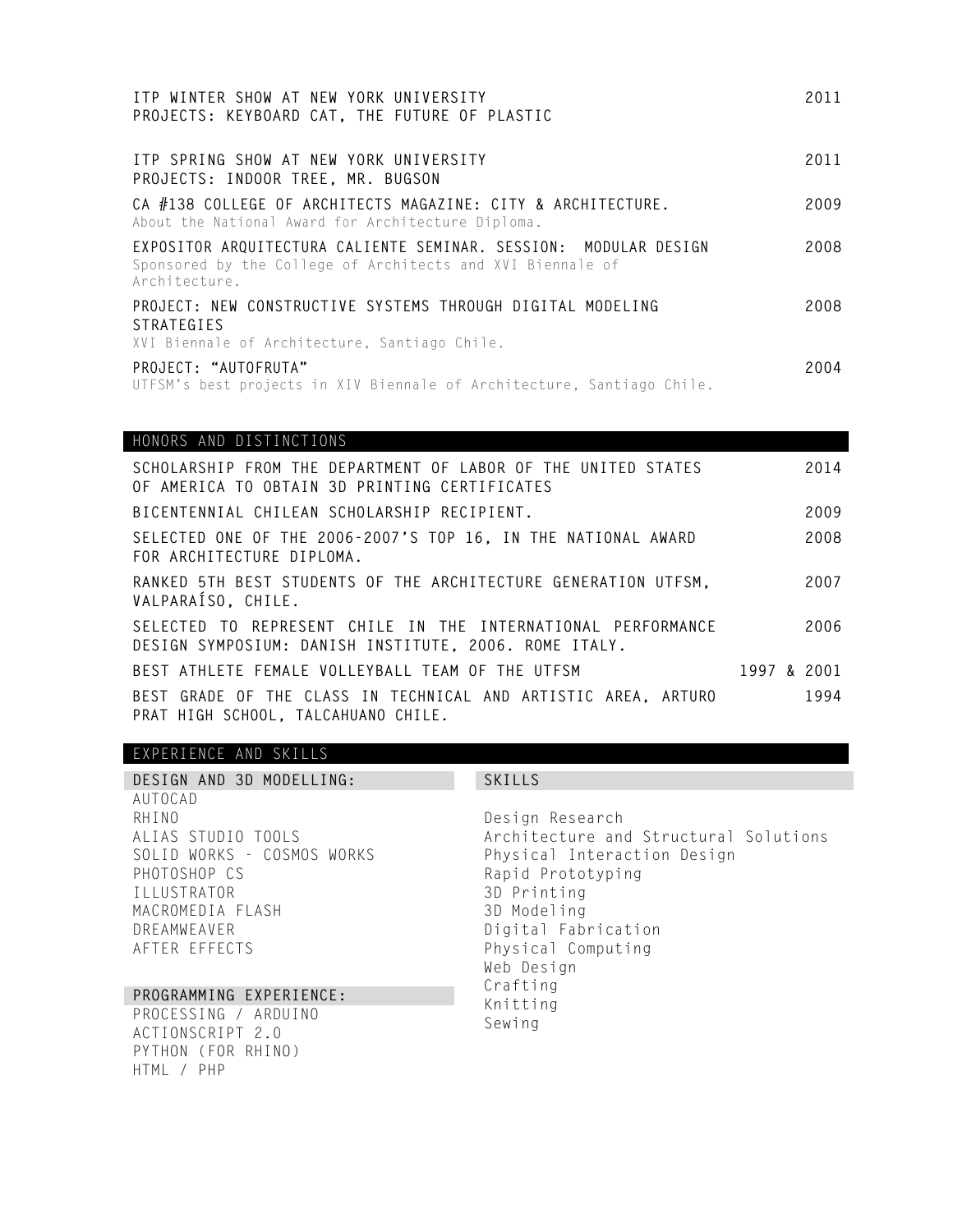**ITP WINTER SHOW AT NEW YORK UNIVERSITY** 2011
**PROJECTS: KEYBOARD CAT, THE FUTURE OF PLASTIC**

**ITP SPRING SHOW AT NEW YORK UNIVERSITY** 2011
**PROJECTS: INDOOR TREE, MR. BUGSON**

**CA #138 COLLEGE OF ARCHITECTS MAGAZINE: CITY & ARCHITECTURE.** 2009
About the National Award for Architecture Diploma.

**EXPOSITOR ARQUITECTURA CALIENTE SEMINAR. SESSION: MODULAR DESIGN** 2008
Sponsored by the College of Architects and XVI Biennale of Architecture.

**PROJECT: NEW CONSTRUCTIVE SYSTEMS THROUGH DIGITAL MODELING STRATEGIES** 2008
XVI Biennale of Architecture, Santiago Chile.

**PROJECT: "AUTOFRUTA"** 2004
UTFSM's best projects in XIV Biennale of Architecture, Santiago Chile.

## HONORS AND DISTINCTIONS

**SCHOLARSHIP FROM THE DEPARTMENT OF LABOR OF THE UNITED STATES OF AMERICA TO OBTAIN 3D PRINTING CERTIFICATES** 2014

**BICENTENNIAL CHILEAN SCHOLARSHIP RECIPIENT.** 2009

**SELECTED ONE OF THE 2006-2007'S TOP 16, IN THE NATIONAL AWARD FOR ARCHITECTURE DIPLOMA.** 2008

**RANKED 5TH BEST STUDENTS OF THE ARCHITECTURE GENERATION UTFSM, VALPARAÍSO, CHILE.** 2007

**SELECTED TO REPRESENT CHILE IN THE INTERNATIONAL PERFORMANCE DESIGN SYMPOSIUM: DANISH INSTITUTE, 2006. ROME ITALY.** 2006

**BEST ATHLETE FEMALE VOLLEYBALL TEAM OF THE UTFSM** 1997 & 2001

**BEST GRADE OF THE CLASS IN TECHNICAL AND ARTISTIC AREA, ARTURO PRAT HIGH SCHOOL, TALCAHUANO CHILE.** 1994

## EXPERIENCE AND SKILLS

**DESIGN AND 3D MODELLING:**

AUTOCAD
RHINO
ALIAS STUDIO TOOLS
SOLID WORKS - COSMOS WORKS
PHOTOSHOP CS
ILLUSTRATOR
MACROMEDIA FLASH
DREAMWEAVER
AFTER EFFECTS

**PROGRAMMING EXPERIENCE:**

PROCESSING / ARDUINO
ACTIONSCRIPT 2.0
PYTHON (FOR RHINO)
HTML / PHP

**SKILLS**

Design Research
Architecture and Structural Solutions
Physical Interaction Design
Rapid Prototyping
3D Printing
3D Modeling
Digital Fabrication
Physical Computing
Web Design
Crafting
Knitting
Sewing